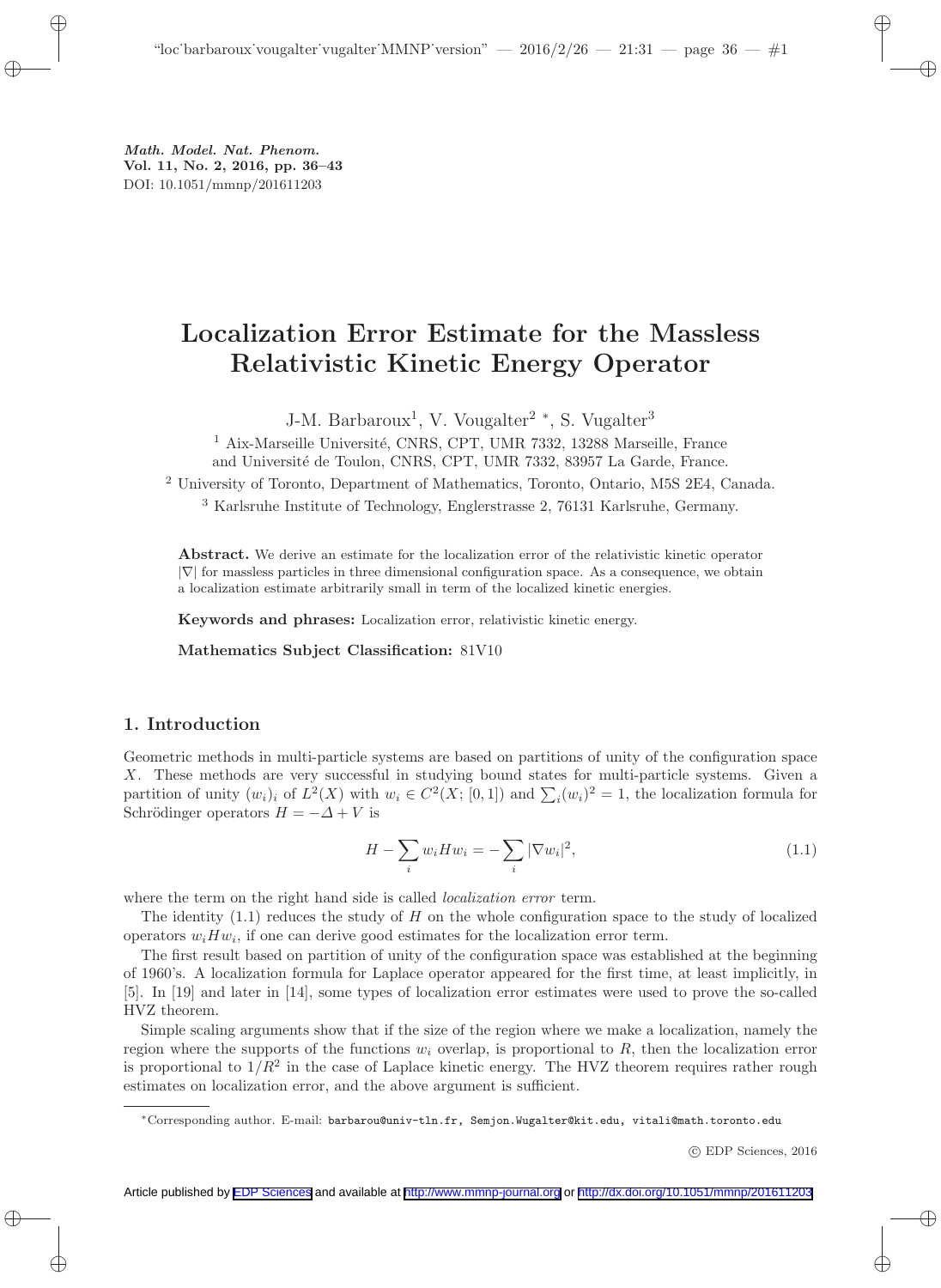*Math. Model. Nat. Phenom.*
**Vol. 11, No. 2, 2016, pp. 36–43**
DOI: 10.1051/mmnp/201611203

# Localization Error Estimate for the Massless Relativistic Kinetic Energy Operator

J-M. Barbaroux[1], V. Vougalter[2] *, S. Vugalter[3]

[1] Aix-Marseille Université, CNRS, CPT, UMR 7332, 13288 Marseille, France and Université de Toulon, CNRS, CPT, UMR 7332, 83957 La Garde, France.

[2] University of Toronto, Department of Mathematics, Toronto, Ontario, M5S 2E4, Canada.

[3] Karlsruhe Institute of Technology, Englerstrasse 2, 76131 Karlsruhe, Germany.

**Abstract.** We derive an estimate for the localization error of the relativistic kinetic operator $|\nabla|$ for massless particles in three dimensional configuration space. As a consequence, we obtain a localization estimate arbitrarily small in term of the localized kinetic energies.

**Keywords and phrases:** Localization error, relativistic kinetic energy.

**Mathematics Subject Classification:** 81V10

## 1. Introduction

Geometric methods in multi-particle systems are based on partitions of unity of the configuration space $X$. These methods are very successful in studying bound states for multi-particle systems. Given a partition of unity $(w_i)_i$ of $L^2(X)$ with $w_i \in C^2(X; [0, 1])$ and $\sum_i (w_i)^2 = 1$, the localization formula for Schrödinger operators $H = -\Delta + V$ is

$$H - \sum_i w_i H w_i = -\sum_i |\nabla w_i|^2, \tag{1.1}$$

where the term on the right hand side is called *localization error* term.

The identity (1.1) reduces the study of $H$ on the whole configuration space to the study of localized operators $w_i H w_i$, if one can derive good estimates for the localization error term.

The first result based on partition of unity of the configuration space was established at the beginning of 1960's. A localization formula for Laplace operator appeared for the first time, at least implicitly, in [5]. In [19] and later in [14], some types of localization error estimates were used to prove the so-called HVZ theorem.

Simple scaling arguments show that if the size of the region where we make a localization, namely the region where the supports of the functions $w_i$ overlap, is proportional to $R$, then the localization error is proportional to $1/R^2$ in the case of Laplace kinetic energy. The HVZ theorem requires rather rough estimates on localization error, and the above argument is sufficient.

*Corresponding author. E-mail: barbarou@univ-tln.fr, Semjon.Wugalter@kit.edu, vitali@math.toronto.edu

© EDP Sciences, 2016

Article published by EDP Sciences and available at http://www.mmnp-journal.org or http://dx.doi.org/10.1051/mmnp/201611203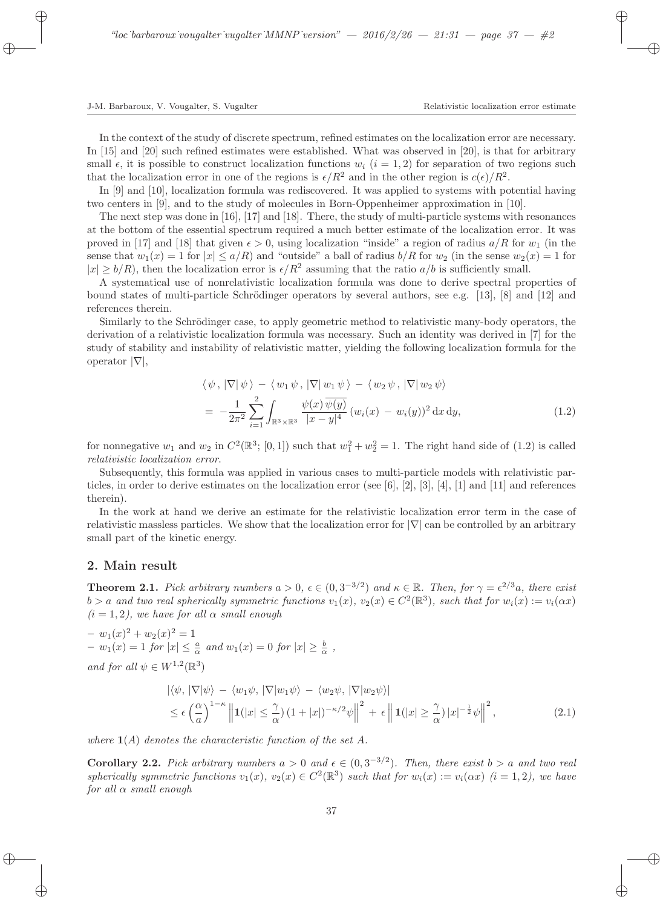In the context of the study of discrete spectrum, refined estimates on the localization error are necessary. In [15] and [20] such refined estimates were established. What was observed in [20], is that for arbitrary small $\epsilon$, it is possible to construct localization functions $w_i$ $(i = 1, 2)$ for separation of two regions such that the localization error in one of the regions is $\epsilon/R^2$ and in the other region is $c(\epsilon)/R^2$.

In [9] and [10], localization formula was rediscovered. It was applied to systems with potential having two centers in [9], and to the study of molecules in Born-Oppenheimer approximation in [10].

The next step was done in [16], [17] and [18]. There, the study of multi-particle systems with resonances at the bottom of the essential spectrum required a much better estimate of the localization error. It was proved in [17] and [18] that given $\epsilon > 0$, using localization "inside" a region of radius $a/R$ for $w_1$ (in the sense that $w_1(x) = 1$ for $|x| \leq a/R$) and "outside" a ball of radius $b/R$ for $w_2$ (in the sense $w_2(x) = 1$ for $|x| \geq b/R$), then the localization error is $\epsilon/R^2$ assuming that the ratio $a/b$ is sufficiently small.

A systematical use of nonrelativistic localization formula was done to derive spectral properties of bound states of multi-particle Schrödinger operators by several authors, see e.g. [13], [8] and [12] and references therein.

Similarly to the Schrödinger case, to apply geometric method to relativistic many-body operators, the derivation of a relativistic localization formula was necessary. Such an identity was derived in [7] for the study of stability and instability of relativistic matter, yielding the following localization formula for the operator $|\nabla|$,

$$
\begin{aligned}
&\langle \psi \,,\, |\nabla| \,\psi \,\rangle \;-\; \langle \,w_1 \,\psi \,,\, |\nabla| \,w_1 \,\psi \,\rangle \;-\; \langle \,w_2 \,\psi \,,\, |\nabla| \,w_2 \,\psi \rangle \\
&= \; -\frac{1}{2\pi^2} \sum_{i=1}^{2} \int_{\mathbb{R}^3\times\mathbb{R}^3} \frac{\psi(x)\,\overline{\psi(y)}}{|x-y|^4} \,(w_i(x) \,-\, w_i(y))^2 \,\mathrm{d}x\,\mathrm{d}y,
\end{aligned} \tag{1.2}
$$

for nonnegative $w_1$ and $w_2$ in $C^2(\mathbb{R}^3; [0, 1])$ such that $w_1^2 + w_2^2 = 1$. The right hand side of (1.2) is called *relativistic localization error*.

Subsequently, this formula was applied in various cases to multi-particle models with relativistic particles, in order to derive estimates on the localization error (see [6], [2], [3], [4], [1] and [11] and references therein).

In the work at hand we derive an estimate for the relativistic localization error term in the case of relativistic massless particles. We show that the localization error for $|\nabla|$ can be controlled by an arbitrary small part of the kinetic energy.

## 2. Main result

**Theorem 2.1.** *Pick arbitrary numbers $a > 0$, $\epsilon \in (0, 3^{-3/2})$ and $\kappa \in \mathbb{R}$. Then, for $\gamma = \epsilon^{2/3}a$, there exist $b > a$ and two real spherically symmetric functions $v_1(x)$, $v_2(x) \in C^2(\mathbb{R}^3)$, such that for $w_i(x) := v_i(\alpha x)$ $(i = 1, 2)$, we have for all $\alpha$ small enough*

– $w_1(x)^2 + w_2(x)^2 = 1$
– $w_1(x) = 1$ *for* $|x| \leq \frac{a}{\alpha}$ *and* $w_1(x) = 0$ *for* $|x| \geq \frac{b}{\alpha}$ ,

*and for all $\psi \in W^{1,2}(\mathbb{R}^3)$*

$$
\begin{aligned}
&|\langle\psi, |\nabla|\psi\rangle \,-\, \langle w_1\psi, |\nabla|w_1\psi\rangle \,-\, \langle w_2\psi, |\nabla|w_2\psi\rangle| \\
&\leq \epsilon \left(\frac{\alpha}{a}\right)^{1-\kappa} \left\| \mathbf{1}(|x| \leq \frac{\gamma}{\alpha})\,(1+|x|)^{-\kappa/2}\psi \right\|^2 \,+\, \epsilon \left\| \mathbf{1}(|x| \geq \frac{\gamma}{\alpha})\,|x|^{-\frac{1}{2}}\psi \right\|^2,
\end{aligned} \tag{2.1}
$$

*where $\mathbf{1}(A)$ denotes the characteristic function of the set $A$.*

**Corollary 2.2.** *Pick arbitrary numbers $a > 0$ and $\epsilon \in (0, 3^{-3/2})$. Then, there exist $b > a$ and two real spherically symmetric functions $v_1(x)$, $v_2(x) \in C^2(\mathbb{R}^3)$ such that for $w_i(x) := v_i(\alpha x)$ $(i = 1, 2)$, we have for all $\alpha$ small enough*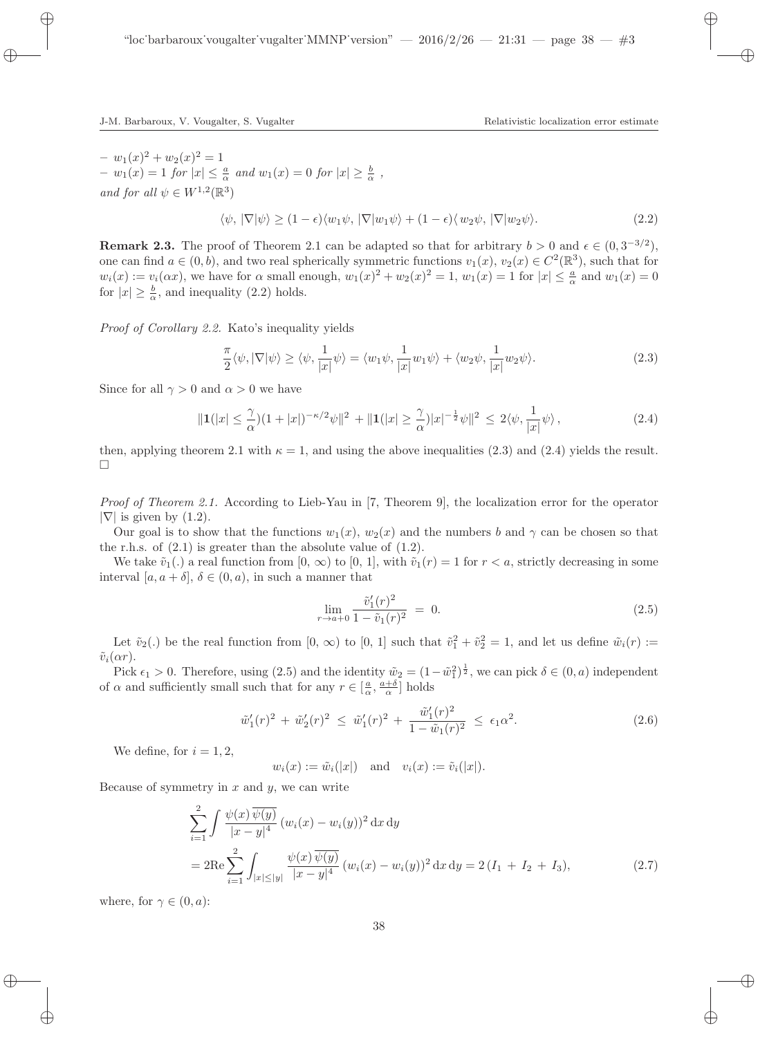– $w_1(x)^2 + w_2(x)^2 = 1$
– $w_1(x) = 1$ *for* $|x| \leq \frac{a}{\alpha}$ *and* $w_1(x) = 0$ *for* $|x| \geq \frac{b}{\alpha}$ ,

*and for all* $\psi \in W^{1,2}(\mathbb{R}^3)$

$$\langle \psi, |\nabla|\psi\rangle \geq (1-\epsilon)\langle w_1\psi, |\nabla|w_1\psi\rangle + (1-\epsilon)\langle w_2\psi, |\nabla|w_2\psi\rangle. \tag{2.2}$$

**Remark 2.3.** The proof of Theorem 2.1 can be adapted so that for arbitrary $b > 0$ and $\epsilon \in (0, 3^{-3/2})$, one can find $a \in (0, b)$, and two real spherically symmetric functions $v_1(x)$, $v_2(x) \in C^2(\mathbb{R}^3)$, such that for $w_i(x) := v_i(\alpha x)$, we have for $\alpha$ small enough, $w_1(x)^2 + w_2(x)^2 = 1$, $w_1(x) = 1$ for $|x| \leq \frac{a}{\alpha}$ and $w_1(x) = 0$ for $|x| \geq \frac{b}{\alpha}$, and inequality (2.2) holds.

*Proof of Corollary 2.2.* Kato's inequality yields

$$\frac{\pi}{2}\langle \psi, |\nabla|\psi\rangle \geq \langle \psi, \frac{1}{|x|}\psi\rangle = \langle w_1\psi, \frac{1}{|x|}w_1\psi\rangle + \langle w_2\psi, \frac{1}{|x|}w_2\psi\rangle. \tag{2.3}$$

Since for all $\gamma > 0$ and $\alpha > 0$ we have

$$\|\mathbf{1}(|x| \leq \frac{\gamma}{\alpha})(1+|x|)^{-\kappa/2}\psi\|^2 + \|\mathbf{1}(|x| \geq \frac{\gamma}{\alpha})|x|^{-\frac{1}{2}}\psi\|^2 \leq 2\langle \psi, \frac{1}{|x|}\psi\rangle, \tag{2.4}$$

then, applying theorem 2.1 with $\kappa = 1$, and using the above inequalities (2.3) and (2.4) yields the result. □

*Proof of Theorem 2.1.* According to Lieb-Yau in [7, Theorem 9], the localization error for the operator $|\nabla|$ is given by (1.2).

Our goal is to show that the functions $w_1(x)$, $w_2(x)$ and the numbers $b$ and $\gamma$ can be chosen so that the r.h.s. of (2.1) is greater than the absolute value of (1.2).

We take $\tilde{v}_1(.)$ a real function from $[0, \infty)$ to $[0, 1]$, with $\tilde{v}_1(r) = 1$ for $r < a$, strictly decreasing in some interval $[a, a+\delta]$, $\delta \in (0, a)$, in such a manner that

$$\lim_{r\to a+0} \frac{\tilde{v}_1'(r)^2}{1-\tilde{v}_1(r)^2} = 0. \tag{2.5}$$

Let $\tilde{v}_2(.)$ be the real function from $[0, \infty)$ to $[0, 1]$ such that $\tilde{v}_1^2 + \tilde{v}_2^2 = 1$, and let us define $\tilde{w}_i(r) := \tilde{v}_i(\alpha r)$.

Pick $\epsilon_1 > 0$. Therefore, using (2.5) and the identity $\tilde{w}_2 = (1-\tilde{w}_1^2)^{\frac{1}{2}}$, we can pick $\delta \in (0, a)$ independent of $\alpha$ and sufficiently small such that for any $r \in [\frac{a}{\alpha}, \frac{a+\delta}{\alpha}]$ holds

$$\tilde{w}_1'(r)^2 + \tilde{w}_2'(r)^2 \leq \tilde{w}_1'(r)^2 + \frac{\tilde{w}_1'(r)^2}{1-\tilde{w}_1(r)^2} \leq \epsilon_1\alpha^2. \tag{2.6}$$

We define, for $i = 1, 2$,

$$w_i(x) := \tilde{w}_i(|x|) \quad \text{and} \quad v_i(x) := \tilde{v}_i(|x|).$$

Because of symmetry in $x$ and $y$, we can write

$$\begin{aligned}
&\sum_{i=1}^{2} \int \frac{\psi(x)\,\overline{\psi(y)}}{|x-y|^4}\,(w_i(x) - w_i(y))^2\,\mathrm{d}x\,\mathrm{d}y \\
&= 2\mathrm{Re}\sum_{i=1}^{2} \int_{|x|\leq|y|} \frac{\psi(x)\,\overline{\psi(y)}}{|x-y|^4}\,(w_i(x) - w_i(y))^2\,\mathrm{d}x\,\mathrm{d}y = 2\,(I_1 + I_2 + I_3),
\end{aligned} \tag{2.7}$$

where, for $\gamma \in (0, a)$: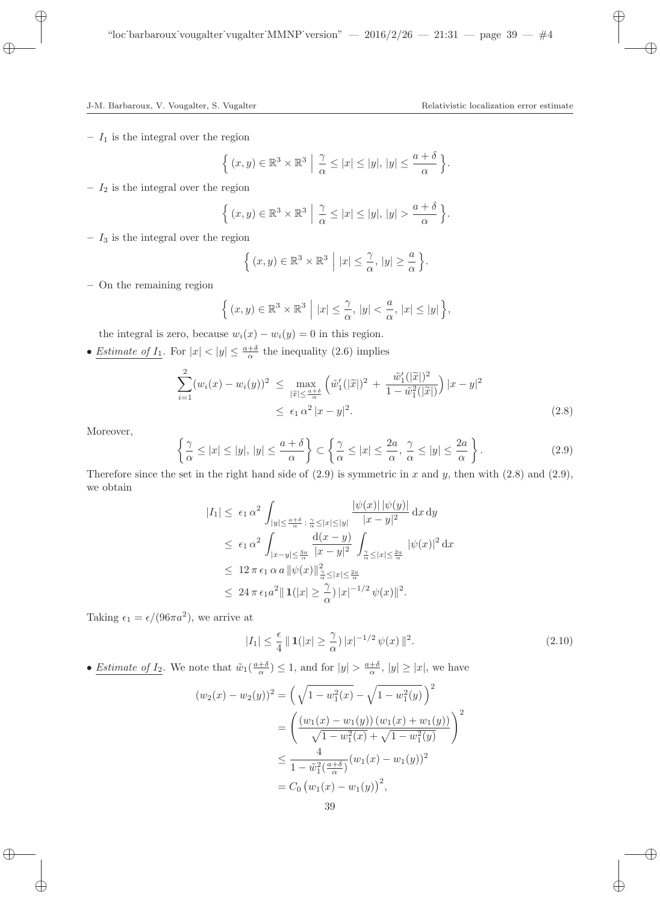– $I_1$ is the integral over the region

$$\Big\{ (x,y) \in \mathbb{R}^3 \times \mathbb{R}^3 \;\Big|\; \frac{\gamma}{\alpha} \leq |x| \leq |y|,\, |y| \leq \frac{a+\delta}{\alpha} \Big\}.$$

– $I_2$ is the integral over the region

$$\Big\{ (x,y) \in \mathbb{R}^3 \times \mathbb{R}^3 \;\Big|\; \frac{\gamma}{\alpha} \leq |x| \leq |y|,\, |y| > \frac{a+\delta}{\alpha} \Big\}.$$

– $I_3$ is the integral over the region

$$\Big\{ (x,y) \in \mathbb{R}^3 \times \mathbb{R}^3 \;\Big|\; |x| \leq \frac{\gamma}{\alpha},\, |y| \geq \frac{a}{\alpha} \Big\}.$$

– On the remaining region

$$\Big\{ (x,y) \in \mathbb{R}^3 \times \mathbb{R}^3 \;\Big|\; |x| \leq \frac{\gamma}{\alpha},\, |y| < \frac{a}{\alpha},\, |x| \leq |y| \Big\},$$

the integral is zero, because $w_i(x) - w_i(y) = 0$ in this region.

• <u>*Estimate of $I_1$*</u>. For $|x| < |y| \leq \frac{a+\delta}{\alpha}$ the inequality (2.6) implies

$$\begin{aligned}
\sum_{i=1}^{2} (w_i(x) - w_i(y))^2 \;&\leq\; \max_{|\tilde{x}| \leq \frac{a+\delta}{\alpha}} \Big( \tilde{w}_1'(|\tilde{x}|)^2 \,+\, \frac{\tilde{w}_1'(|\tilde{x}|)^2}{1 - \tilde{w}_1^2(|\tilde{x}|)} \Big) |x-y|^2 \\
&\leq\; \epsilon_1\, \alpha^2\, |x-y|^2. 
\end{aligned} \tag{2.8}$$

Moreover,

$$\Big\{ \frac{\gamma}{\alpha} \leq |x| \leq |y|,\, |y| \leq \frac{a+\delta}{\alpha} \Big\} \subset \Big\{ \frac{\gamma}{\alpha} \leq |x| \leq \frac{2a}{\alpha},\, \frac{\gamma}{\alpha} \leq |y| \leq \frac{2a}{\alpha} \Big\}. \tag{2.9}$$

Therefore since the set in the right hand side of (2.9) is symmetric in $x$ and $y$, then with (2.8) and (2.9), we obtain

$$\begin{aligned}
|I_1| \leq\; &\epsilon_1\, \alpha^2 \int_{|y| \leq \frac{a+\delta}{\alpha}\,;\, \frac{\gamma}{\alpha} \leq |x| \leq |y|} \frac{|\psi(x)|\, |\psi(y)|}{|x-y|^2}\, \mathrm{d}x\, \mathrm{d}y \\
\leq\; &\epsilon_1\, \alpha^2 \int_{|x-y| \leq \frac{3a}{\alpha}} \frac{\mathrm{d}(x-y)}{|x-y|^2} \int_{\frac{\gamma}{\alpha} \leq |x| \leq \frac{2a}{\alpha}} |\psi(x)|^2\, \mathrm{d}x \\
\leq\; &12\, \pi\, \epsilon_1\, \alpha\, a\, \|\psi(x)\|^2_{\frac{\gamma}{\alpha} \leq |x| \leq \frac{2a}{\alpha}} \\
\leq\; &24\, \pi\, \epsilon_1 a^2 \| \mathbf{1}(|x| \geq \frac{\gamma}{\alpha})\, |x|^{-1/2}\, \psi(x) \|^2.
\end{aligned}$$

Taking $\epsilon_1 = \epsilon/(96\pi a^2)$, we arrive at

$$|I_1| \leq \frac{\epsilon}{4} \, \| \, \mathbf{1}(|x| \geq \frac{\gamma}{\alpha})\, |x|^{-1/2}\, \psi(x) \, \|^2. \tag{2.10}$$

• <u>*Estimate of $I_2$*</u>. We note that $\tilde{w}_1(\frac{a+\delta}{\alpha}) \leq 1$, and for $|y| > \frac{a+\delta}{\alpha}$, $|y| \geq |x|$, we have

$$\begin{aligned}
(w_2(x) - w_2(y))^2 &= \Big( \sqrt{1 - w_1^2(x)} - \sqrt{1 - w_1^2(y)} \Big)^2 \\
&= \left( \frac{(w_1(x) - w_1(y))\,(w_1(x) + w_1(y))}{\sqrt{1 - w_1^2(x)} + \sqrt{1 - w_1^2(y)}} \right)^2 \\
&\leq \frac{4}{1 - \tilde{w}_1^2(\frac{a+\delta}{\alpha})} (w_1(x) - w_1(y))^2 \\
&= C_0 \left( w_1(x) - w_1(y) \right)^2,
\end{aligned}$$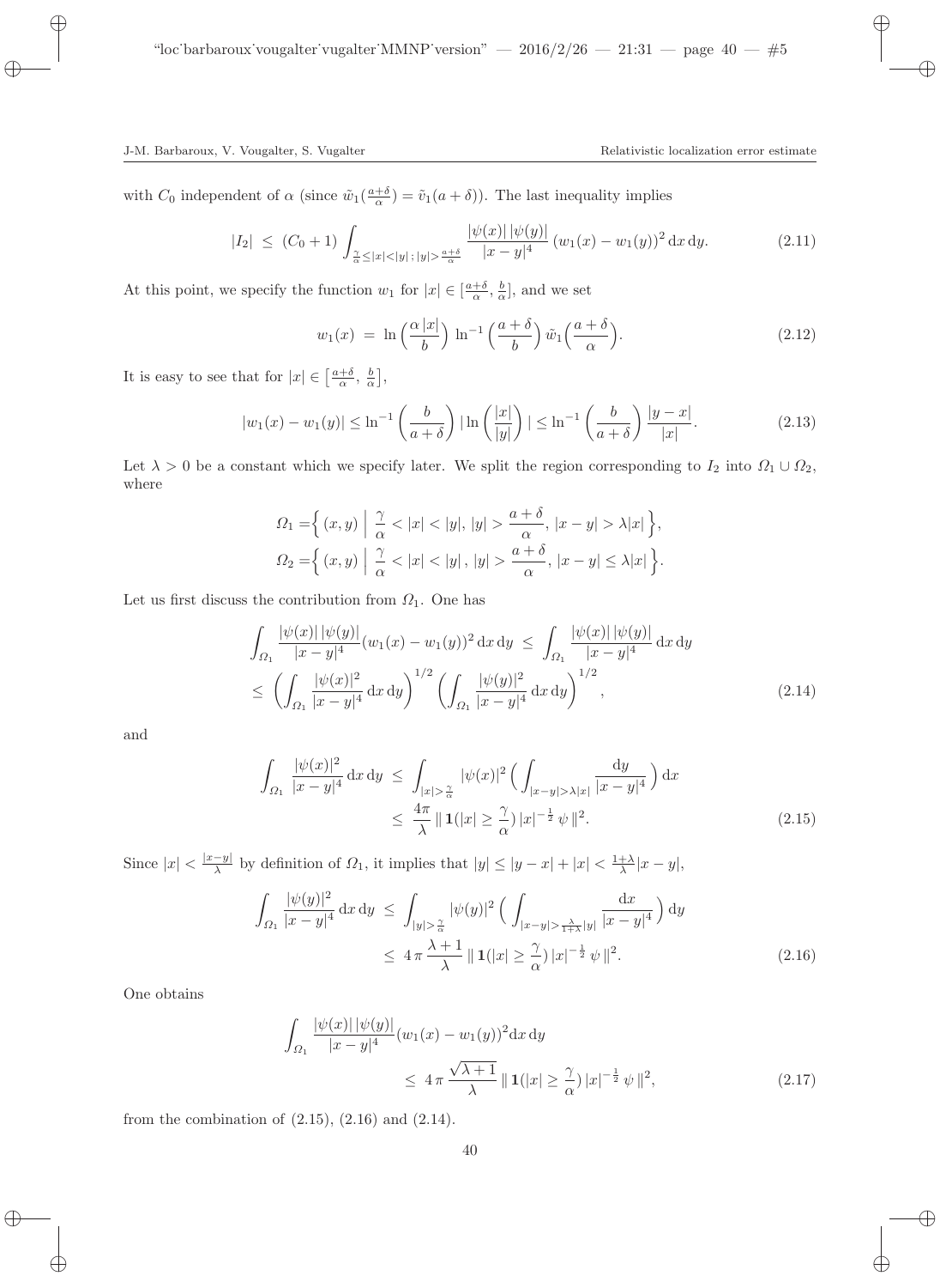with $C_0$ independent of $\alpha$ (since $\tilde{w}_1(\frac{a+\delta}{\alpha}) = \tilde{v}_1(a+\delta)$). The last inequality implies

$$|I_2| \;\le\; (C_0+1) \int_{\frac{\gamma}{\alpha} \le |x| < |y|\,;\, |y| > \frac{a+\delta}{\alpha}} \frac{|\psi(x)|\,|\psi(y)|}{|x-y|^4}\,(w_1(x)-w_1(y))^2\,\mathrm{d}x\,\mathrm{d}y. \tag{2.11}$$

At this point, we specify the function $w_1$ for $|x| \in [\frac{a+\delta}{\alpha}, \frac{b}{\alpha}]$, and we set

$$w_1(x) \;=\; \ln\Big(\frac{\alpha\,|x|}{b}\Big)\, \ln^{-1}\Big(\frac{a+\delta}{b}\Big)\, \tilde{w}_1\Big(\frac{a+\delta}{\alpha}\Big). \tag{2.12}$$

It is easy to see that for $|x| \in \big[\frac{a+\delta}{\alpha}, \frac{b}{\alpha}\big]$,

$$|w_1(x)-w_1(y)| \le \ln^{-1}\Big(\frac{b}{a+\delta}\Big)\, |\ln\Big(\frac{|x|}{|y|}\Big)\,| \le \ln^{-1}\Big(\frac{b}{a+\delta}\Big)\,\frac{|y-x|}{|x|}. \tag{2.13}$$

Let $\lambda > 0$ be a constant which we specify later. We split the region corresponding to $I_2$ into $\Omega_1 \cup \Omega_2$, where

$$\Omega_1 = \Big\{\, (x,y) \;\Big|\; \frac{\gamma}{\alpha} < |x| < |y|,\, |y| > \frac{a+\delta}{\alpha},\, |x-y| > \lambda |x| \,\Big\},$$
$$\Omega_2 = \Big\{\, (x,y) \;\Big|\; \frac{\gamma}{\alpha} < |x| < |y|\,,\, |y| > \frac{a+\delta}{\alpha},\, |x-y| \le \lambda |x| \,\Big\}.$$

Let us first discuss the contribution from $\Omega_1$. One has

$$\begin{aligned}
\int_{\Omega_1} \frac{|\psi(x)|\,|\psi(y)|}{|x-y|^4}(w_1(x)-w_1(y))^2\,\mathrm{d}x\,\mathrm{d}y \;&\le\; \int_{\Omega_1} \frac{|\psi(x)|\,|\psi(y)|}{|x-y|^4}\,\mathrm{d}x\,\mathrm{d}y \\
\le\; \Big( \int_{\Omega_1} \frac{|\psi(x)|^2}{|x-y|^4}\,\mathrm{d}x\,\mathrm{d}y\Big)^{1/2} &\Big( \int_{\Omega_1} \frac{|\psi(y)|^2}{|x-y|^4}\,\mathrm{d}x\,\mathrm{d}y\Big)^{1/2},
\end{aligned} \tag{2.14}$$

and

$$\begin{aligned}
\int_{\Omega_1} \frac{|\psi(x)|^2}{|x-y|^4}\,\mathrm{d}x\,\mathrm{d}y \;&\le\; \int_{|x| > \frac{\gamma}{\alpha}} |\psi(x)|^2 \Big( \int_{|x-y| > \lambda |x|} \frac{\mathrm{d}y}{|x-y|^4}\Big)\,\mathrm{d}x \\
&\le\; \frac{4\pi}{\lambda}\, \|\, \mathbf{1}(|x| \ge \frac{\gamma}{\alpha})\, |x|^{-\frac{1}{2}}\,\psi\,\|^2.
\end{aligned} \tag{2.15}$$

Since $|x| < \frac{|x-y|}{\lambda}$ by definition of $\Omega_1$, it implies that $|y| \le |y-x| + |x| < \frac{1+\lambda}{\lambda}|x-y|$,

$$\begin{aligned}
\int_{\Omega_1} \frac{|\psi(y)|^2}{|x-y|^4}\,\mathrm{d}x\,\mathrm{d}y \;&\le\; \int_{|y| > \frac{\gamma}{\alpha}} |\psi(y)|^2 \Big( \int_{|x-y| > \frac{\lambda}{1+\lambda}|y|} \frac{\mathrm{d}x}{|x-y|^4}\Big)\,\mathrm{d}y \\
&\le\; 4\,\pi\,\frac{\lambda+1}{\lambda}\, \|\, \mathbf{1}(|x| \ge \frac{\gamma}{\alpha})\, |x|^{-\frac{1}{2}}\,\psi\,\|^2.
\end{aligned} \tag{2.16}$$

One obtains

$$\begin{aligned}
\int_{\Omega_1} &\frac{|\psi(x)|\,|\psi(y)|}{|x-y|^4}(w_1(x)-w_1(y))^2\mathrm{d}x\,\mathrm{d}y \\
&\le\; 4\,\pi\,\frac{\sqrt{\lambda+1}}{\lambda}\, \|\, \mathbf{1}(|x| \ge \frac{\gamma}{\alpha})\, |x|^{-\frac{1}{2}}\,\psi\,\|^2,
\end{aligned} \tag{2.17}$$

from the combination of (2.15), (2.16) and (2.14).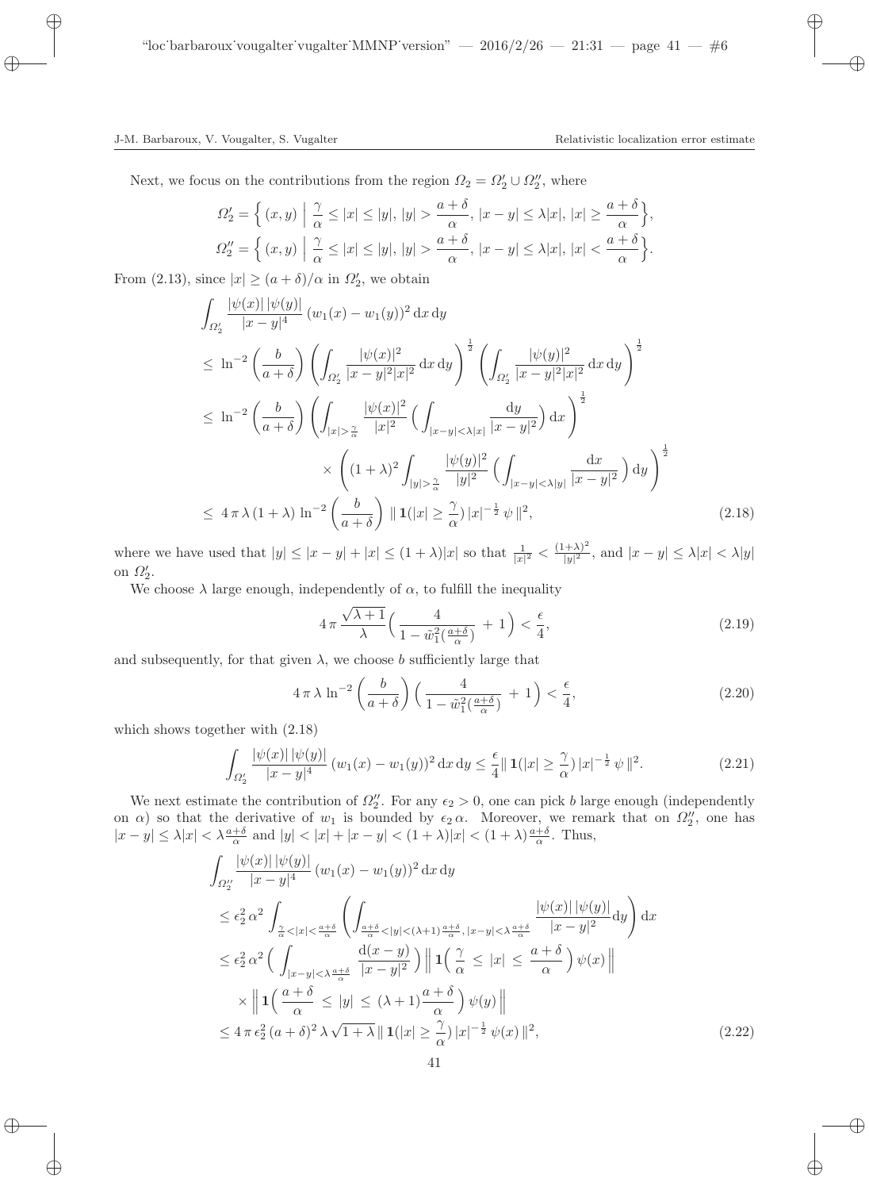Next, we focus on the contributions from the region $\Omega_2 = \Omega_2' \cup \Omega_2''$, where

$$\Omega_2' = \Big\{ (x,y) \;\Big|\; \frac{\gamma}{\alpha} \le |x| \le |y|,\, |y| > \frac{a+\delta}{\alpha},\, |x-y| \le \lambda |x|,\, |x| \ge \frac{a+\delta}{\alpha} \Big\},$$

$$\Omega_2'' = \Big\{ (x,y) \;\Big|\; \frac{\gamma}{\alpha} \le |x| \le |y|,\, |y| > \frac{a+\delta}{\alpha},\, |x-y| \le \lambda |x|,\, |x| < \frac{a+\delta}{\alpha} \Big\}.$$

From (2.13), since $|x| \ge (a+\delta)/\alpha$ in $\Omega_2'$, we obtain

$$\begin{aligned}
&\int_{\Omega_2'} \frac{|\psi(x)|\,|\psi(y)|}{|x-y|^4}\,(w_1(x)-w_1(y))^2\,\mathrm{d}x\,\mathrm{d}y \\
&\le \ln^{-2}\left(\frac{b}{a+\delta}\right) \left( \int_{\Omega_2'} \frac{|\psi(x)|^2}{|x-y|^2|x|^2}\,\mathrm{d}x\,\mathrm{d}y \right)^{\frac12} \left( \int_{\Omega_2'} \frac{|\psi(y)|^2}{|x-y|^2|x|^2}\,\mathrm{d}x\,\mathrm{d}y \right)^{\frac12} \\
&\le \ln^{-2}\left(\frac{b}{a+\delta}\right) \left( \int_{|x|>\frac{\gamma}{\alpha}} \frac{|\psi(x)|^2}{|x|^2} \Big( \int_{|x-y|<\lambda|x|} \frac{\mathrm{d}y}{|x-y|^2} \Big)\,\mathrm{d}x \right)^{\frac12} \\
&\qquad\qquad \times \left( (1+\lambda)^2 \int_{|y|>\frac{\gamma}{\alpha}} \frac{|\psi(y)|^2}{|y|^2} \Big( \int_{|x-y|<\lambda|y|} \frac{\mathrm{d}x}{|x-y|^2} \Big)\,\mathrm{d}y \right)^{\frac12} \\
&\le 4\,\pi\,\lambda\,(1+\lambda)\,\ln^{-2}\left(\frac{b}{a+\delta}\right) \| \mathbf{1}(|x| \ge \frac{\gamma}{\alpha})\,|x|^{-\frac12}\,\psi \|^2,
\end{aligned} \tag{2.18}$$

where we have used that $|y| \le |x-y| + |x| \le (1+\lambda)|x|$ so that $\frac{1}{|x|^2} < \frac{(1+\lambda)^2}{|y|^2}$, and $|x-y| \le \lambda|x| < \lambda|y|$ on $\Omega_2'$.

We choose $\lambda$ large enough, independently of $\alpha$, to fulfill the inequality

$$4\,\pi\,\frac{\sqrt{\lambda+1}}{\lambda}\Big( \frac{4}{1-\tilde{w}_1^2(\frac{a+\delta}{\alpha})} + 1 \Big) < \frac{\epsilon}{4}, \tag{2.19}$$

and subsequently, for that given $\lambda$, we choose $b$ sufficiently large that

$$4\,\pi\,\lambda\,\ln^{-2}\left(\frac{b}{a+\delta}\right)\Big( \frac{4}{1-\tilde{w}_1^2(\frac{a+\delta}{\alpha})} + 1 \Big) < \frac{\epsilon}{4}, \tag{2.20}$$

which shows together with (2.18)

$$\int_{\Omega_2'} \frac{|\psi(x)|\,|\psi(y)|}{|x-y|^4}\,(w_1(x)-w_1(y))^2\,\mathrm{d}x\,\mathrm{d}y \le \frac{\epsilon}{4} \| \mathbf{1}(|x| \ge \frac{\gamma}{\alpha})\,|x|^{-\frac12}\,\psi \|^2. \tag{2.21}$$

We next estimate the contribution of $\Omega_2''$. For any $\epsilon_2 > 0$, one can pick $b$ large enough (independently on $\alpha$) so that the derivative of $w_1$ is bounded by $\epsilon_2\,\alpha$. Moreover, we remark that on $\Omega_2''$, one has $|x-y| \le \lambda|x| < \lambda\frac{a+\delta}{\alpha}$ and $|y| < |x| + |x-y| < (1+\lambda)|x| < (1+\lambda)\frac{a+\delta}{\alpha}$. Thus,

$$\begin{aligned}
&\int_{\Omega_2''} \frac{|\psi(x)|\,|\psi(y)|}{|x-y|^4}\,(w_1(x)-w_1(y))^2\,\mathrm{d}x\,\mathrm{d}y \\
&\le \epsilon_2^2\,\alpha^2 \int_{\frac{\gamma}{\alpha}<|x|<\frac{a+\delta}{\alpha}} \left( \int_{\frac{a+\delta}{\alpha}<|y|<(\lambda+1)\frac{a+\delta}{\alpha},\, |x-y|<\lambda\frac{a+\delta}{\alpha}} \frac{|\psi(x)|\,|\psi(y)|}{|x-y|^2}\mathrm{d}y \right) \mathrm{d}x \\
&\le \epsilon_2^2\,\alpha^2 \Big( \int_{|x-y|<\lambda\frac{a+\delta}{\alpha}} \frac{\mathrm{d}(x-y)}{|x-y|^2} \Big) \Big\| \mathbf{1}\Big( \frac{\gamma}{\alpha} \le |x| \le \frac{a+\delta}{\alpha} \Big)\,\psi(x) \Big\| \\
&\qquad \times \Big\| \mathbf{1}\Big( \frac{a+\delta}{\alpha} \le |y| \le (\lambda+1)\frac{a+\delta}{\alpha} \Big)\,\psi(y) \Big\| \\
&\le 4\,\pi\,\epsilon_2^2\,(a+\delta)^2\,\lambda\,\sqrt{1+\lambda}\,\| \mathbf{1}(|x| \ge \frac{\gamma}{\alpha})\,|x|^{-\frac12}\,\psi(x) \|^2,
\end{aligned} \tag{2.22}$$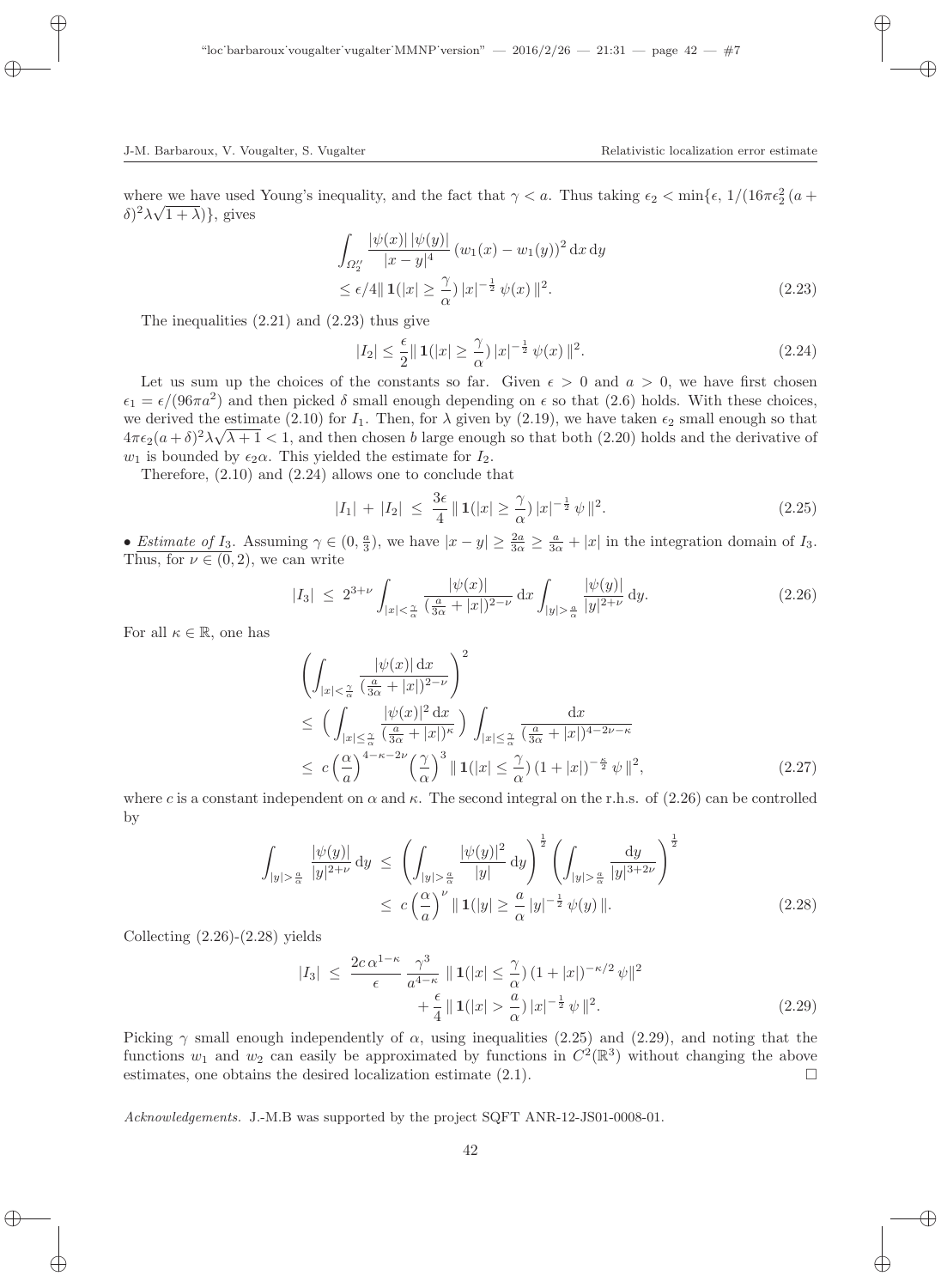where we have used Young's inequality, and the fact that $\gamma < a$. Thus taking $\epsilon_2 < \min\{\epsilon, 1/(16\pi\epsilon_2^2 (a+\delta)^2\lambda\sqrt{1+\lambda})\}$, gives

$$
\begin{aligned}
&\int_{\Omega_2''} \frac{|\psi(x)|\,|\psi(y)|}{|x-y|^4}\,(w_1(x)-w_1(y))^2\,\mathrm{d}x\,\mathrm{d}y \\
&\leq \epsilon/4 \|\,\mathbf{1}(|x| \geq \frac{\gamma}{\alpha})\,|x|^{-\frac{1}{2}}\,\psi(x)\,\|^2.
\end{aligned}
\tag{2.23}
$$

The inequalities (2.21) and (2.23) thus give

$$
|I_2| \leq \frac{\epsilon}{2} \|\,\mathbf{1}(|x| \geq \frac{\gamma}{\alpha})\,|x|^{-\frac{1}{2}}\,\psi(x)\,\|^2. \tag{2.24}
$$

Let us sum up the choices of the constants so far. Given $\epsilon > 0$ and $a > 0$, we have first chosen $\epsilon_1 = \epsilon/(96\pi a^2)$ and then picked $\delta$ small enough depending on $\epsilon$ so that (2.6) holds. With these choices, we derived the estimate (2.10) for $I_1$. Then, for $\lambda$ given by (2.19), we have taken $\epsilon_2$ small enough so that $4\pi\epsilon_2(a+\delta)^2\lambda\sqrt{\lambda+1} < 1$, and then chosen $b$ large enough so that both (2.20) holds and the derivative of $w_1$ is bounded by $\epsilon_2\alpha$. This yielded the estimate for $I_2$.

Therefore, (2.10) and (2.24) allows one to conclude that

$$
|I_1| + |I_2| \leq \frac{3\epsilon}{4} \|\,\mathbf{1}(|x| \geq \frac{\gamma}{\alpha})\,|x|^{-\frac{1}{2}}\,\psi\,\|^2. \tag{2.25}
$$

• *Estimate of $I_3$*. Assuming $\gamma \in (0, \frac{a}{3})$, we have $|x-y| \geq \frac{2a}{3\alpha} \geq \frac{a}{3\alpha} + |x|$ in the integration domain of $I_3$. Thus, for $\nu \in (0, 2)$, we can write

$$
|I_3| \leq 2^{3+\nu} \int_{|x|<\frac{\gamma}{\alpha}} \frac{|\psi(x)|}{(\frac{a}{3\alpha} + |x|)^{2-\nu}}\,\mathrm{d}x \int_{|y|>\frac{a}{\alpha}} \frac{|\psi(y)|}{|y|^{2+\nu}}\,\mathrm{d}y. \tag{2.26}
$$

For all $\kappa \in \mathbb{R}$, one has

$$
\begin{aligned}
&\left( \int_{|x|<\frac{\gamma}{\alpha}} \frac{|\psi(x)|\,\mathrm{d}x}{(\frac{a}{3\alpha} + |x|)^{2-\nu}} \right)^2 \\
&\leq \Big( \int_{|x|\leq\frac{\gamma}{\alpha}} \frac{|\psi(x)|^2\,\mathrm{d}x}{(\frac{a}{3\alpha} + |x|)^{\kappa}} \Big) \int_{|x|\leq\frac{\gamma}{\alpha}} \frac{\mathrm{d}x}{(\frac{a}{3\alpha} + |x|)^{4-2\nu-\kappa}} \\
&\leq c \Big(\frac{\alpha}{a}\Big)^{4-\kappa-2\nu} \Big(\frac{\gamma}{\alpha}\Big)^3 \|\,\mathbf{1}(|x| \leq \frac{\gamma}{\alpha})\,(1+|x|)^{-\frac{\kappa}{2}}\,\psi\,\|^2,
\end{aligned}
\tag{2.27}
$$

where $c$ is a constant independent on $\alpha$ and $\kappa$. The second integral on the r.h.s. of (2.26) can be controlled by

$$
\begin{aligned}
\int_{|y|>\frac{a}{\alpha}} \frac{|\psi(y)|}{|y|^{2+\nu}}\,\mathrm{d}y &\leq \left( \int_{|y|>\frac{a}{\alpha}} \frac{|\psi(y)|^2}{|y|}\,\mathrm{d}y \right)^{\frac{1}{2}} \left( \int_{|y|>\frac{a}{\alpha}} \frac{\mathrm{d}y}{|y|^{3+2\nu}} \right)^{\frac{1}{2}} \\
&\leq c \Big(\frac{\alpha}{a}\Big)^{\nu} \|\,\mathbf{1}(|y| \geq \frac{a}{\alpha}\,|y|^{-\frac{1}{2}}\,\psi(y)\,\|.
\end{aligned}
\tag{2.28}
$$

Collecting (2.26)-(2.28) yields

$$
\begin{aligned}
|I_3| \leq \frac{2c\,\alpha^{1-\kappa}}{\epsilon} \frac{\gamma^3}{a^{4-\kappa}} &\|\,\mathbf{1}(|x| \leq \frac{\gamma}{\alpha})\,(1+|x|)^{-\kappa/2}\,\psi\|^2 \\
&+ \frac{\epsilon}{4} \|\,\mathbf{1}(|x| > \frac{a}{\alpha})\,|x|^{-\frac{1}{2}}\,\psi\,\|^2.
\end{aligned}
\tag{2.29}
$$

Picking $\gamma$ small enough independently of $\alpha$, using inequalities (2.25) and (2.29), and noting that the functions $w_1$ and $w_2$ can easily be approximated by functions in $C^2(\mathbb{R}^3)$ without changing the above estimates, one obtains the desired localization estimate (2.1). □

*Acknowledgements.* J.-M.B was supported by the project SQFT ANR-12-JS01-0008-01.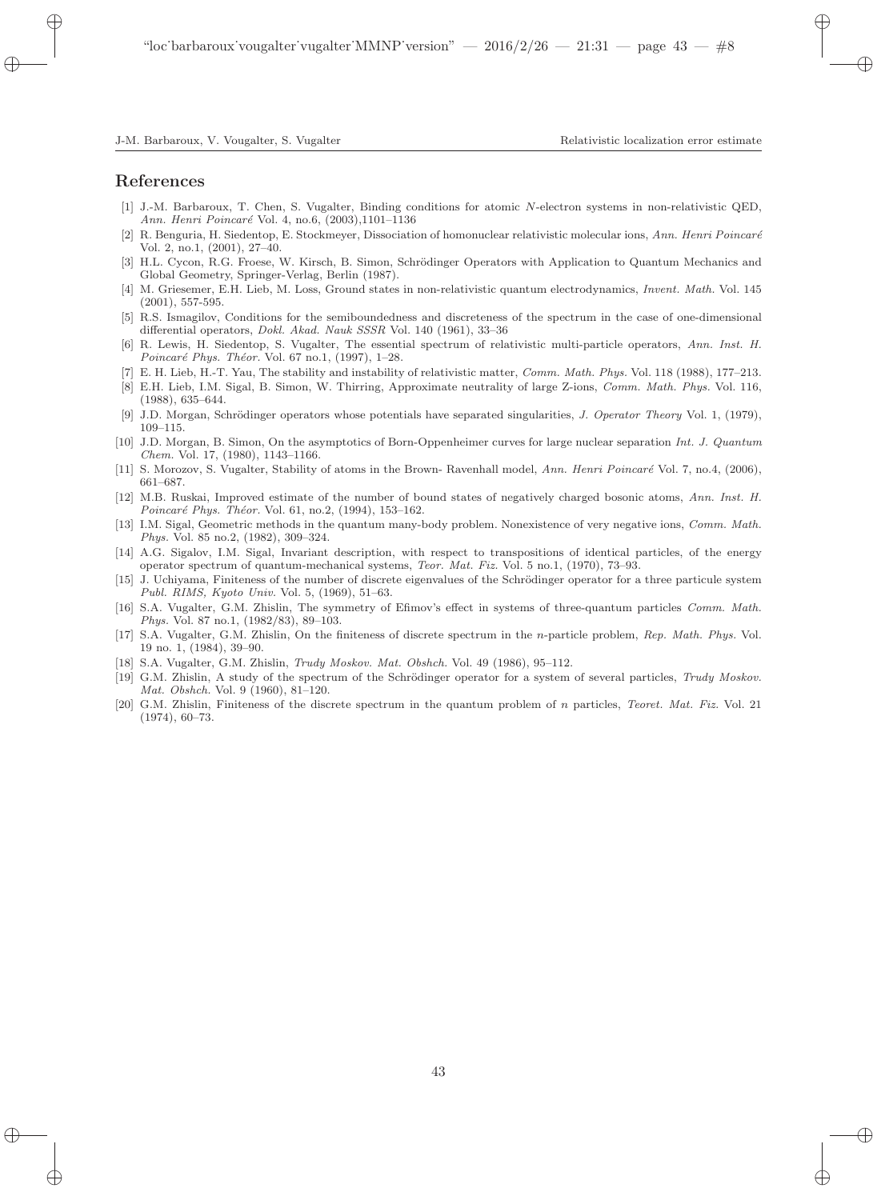## References

[1] J.-M. Barbaroux, T. Chen, S. Vugalter, Binding conditions for atomic $N$-electron systems in non-relativistic QED, *Ann. Henri Poincaré* Vol. 4, no.6, (2003),1101–1136

[2] R. Benguria, H. Siedentop, E. Stockmeyer, Dissociation of homonuclear relativistic molecular ions, *Ann. Henri Poincaré* Vol. 2, no.1, (2001), 27–40.

[3] H.L. Cycon, R.G. Froese, W. Kirsch, B. Simon, Schrödinger Operators with Application to Quantum Mechanics and Global Geometry, Springer-Verlag, Berlin (1987).

[4] M. Griesemer, E.H. Lieb, M. Loss, Ground states in non-relativistic quantum electrodynamics, *Invent. Math.* Vol. 145 (2001), 557-595.

[5] R.S. Ismagilov, Conditions for the semiboundedness and discreteness of the spectrum in the case of one-dimensional differential operators, *Dokl. Akad. Nauk SSSR* Vol. 140 (1961), 33–36

[6] R. Lewis, H. Siedentop, S. Vugalter, The essential spectrum of relativistic multi-particle operators, *Ann. Inst. H. Poincaré Phys. Théor.* Vol. 67 no.1, (1997), 1–28.

[7] E. H. Lieb, H.-T. Yau, The stability and instability of relativistic matter, *Comm. Math. Phys.* Vol. 118 (1988), 177–213.

[8] E.H. Lieb, I.M. Sigal, B. Simon, W. Thirring, Approximate neutrality of large Z-ions, *Comm. Math. Phys.* Vol. 116, (1988), 635–644.

[9] J.D. Morgan, Schrödinger operators whose potentials have separated singularities, *J. Operator Theory* Vol. 1, (1979), 109–115.

[10] J.D. Morgan, B. Simon, On the asymptotics of Born-Oppenheimer curves for large nuclear separation *Int. J. Quantum Chem.* Vol. 17, (1980), 1143–1166.

[11] S. Morozov, S. Vugalter, Stability of atoms in the Brown- Ravenhall model, *Ann. Henri Poincaré* Vol. 7, no.4, (2006), 661–687.

[12] M.B. Ruskai, Improved estimate of the number of bound states of negatively charged bosonic atoms, *Ann. Inst. H. Poincaré Phys. Théor.* Vol. 61, no.2, (1994), 153–162.

[13] I.M. Sigal, Geometric methods in the quantum many-body problem. Nonexistence of very negative ions, *Comm. Math. Phys.* Vol. 85 no.2, (1982), 309–324.

[14] A.G. Sigalov, I.M. Sigal, Invariant description, with respect to transpositions of identical particles, of the energy operator spectrum of quantum-mechanical systems, *Teor. Mat. Fiz.* Vol. 5 no.1, (1970), 73–93.

[15] J. Uchiyama, Finiteness of the number of discrete eigenvalues of the Schrödinger operator for a three particule system *Publ. RIMS, Kyoto Univ.* Vol. 5, (1969), 51–63.

[16] S.A. Vugalter, G.M. Zhislin, The symmetry of Efimov's effect in systems of three-quantum particles *Comm. Math. Phys.* Vol. 87 no.1, (1982/83), 89–103.

[17] S.A. Vugalter, G.M. Zhislin, On the finiteness of discrete spectrum in the $n$-particle problem, *Rep. Math. Phys.* Vol. 19 no. 1, (1984), 39–90.

[18] S.A. Vugalter, G.M. Zhislin, *Trudy Moskov. Mat. Obshch.* Vol. 49 (1986), 95–112.

[19] G.M. Zhislin, A study of the spectrum of the Schrödinger operator for a system of several particles, *Trudy Moskov. Mat. Obshch.* Vol. 9 (1960), 81–120.

[20] G.M. Zhislin, Finiteness of the discrete spectrum in the quantum problem of $n$ particles, *Teoret. Mat. Fiz.* Vol. 21 (1974), 60–73.